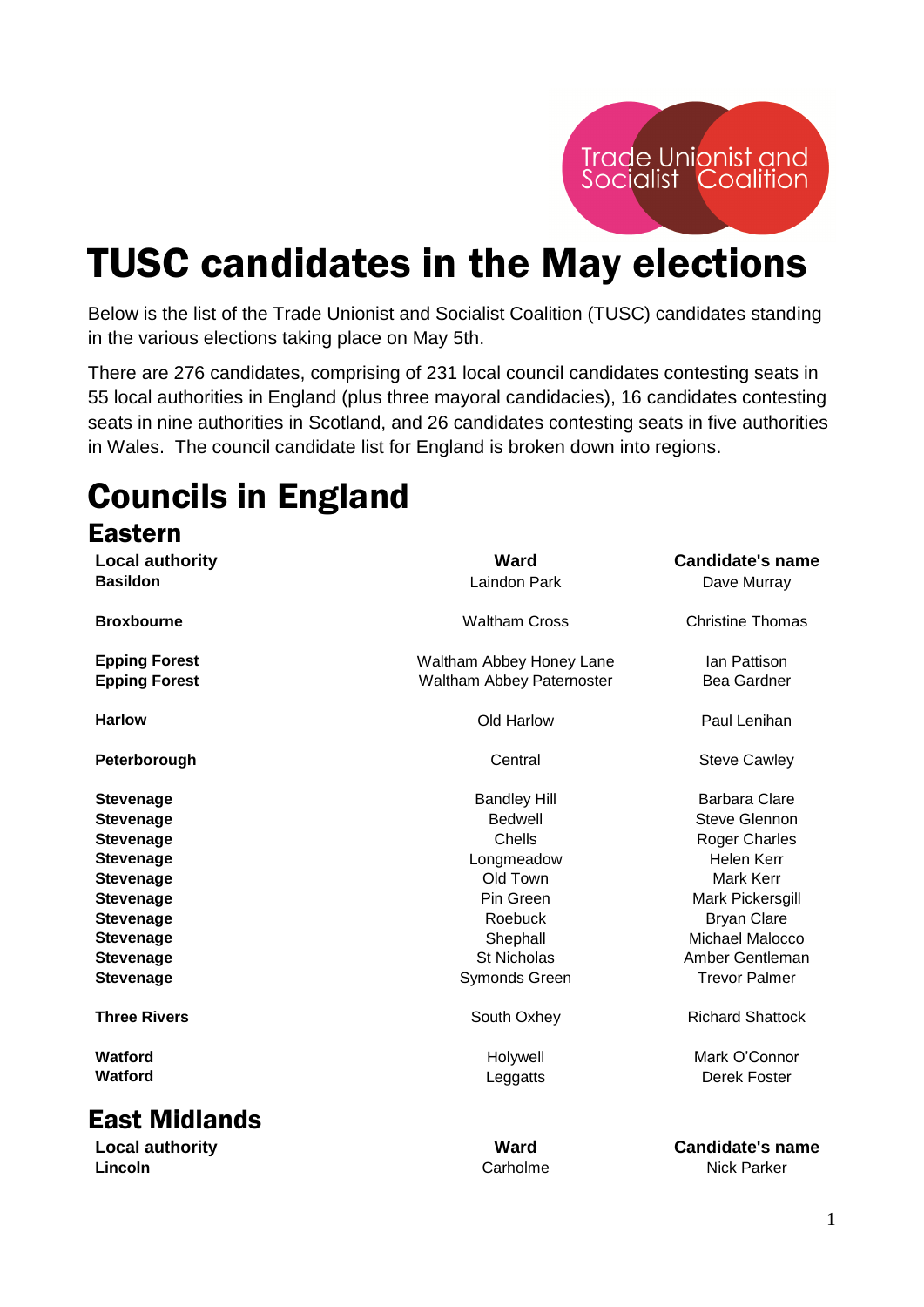Trade Unionist and Socialist Coalition

# TUSC candidates in the May elections

Below is the list of the Trade Unionist and Socialist Coalition (TUSC) candidates standing in the various elections taking place on May 5th.

There are 276 candidates, comprising of 231 local council candidates contesting seats in 55 local authorities in England (plus three mayoral candidacies), 16 candidates contesting seats in nine authorities in Scotland, and 26 candidates contesting seats in five authorities in Wales. The council candidate list for England is broken down into regions.

# Councils in England

## Eastern

| Local authority | Ward | Candidate's name |
|---|---|---|
| **Basildon** | Laindon Park | Dave Murray |
| **Broxbourne** | Waltham Cross | Christine Thomas |
| **Epping Forest** | Waltham Abbey Honey Lane | Ian Pattison |
| **Epping Forest** | Waltham Abbey Paternoster | Bea Gardner |
| **Harlow** | Old Harlow | Paul Lenihan |
| **Peterborough** | Central | Steve Cawley |
| **Stevenage** | Bandley Hill | Barbara Clare |
| **Stevenage** | Bedwell | Steve Glennon |
| **Stevenage** | Chells | Roger Charles |
| **Stevenage** | Longmeadow | Helen Kerr |
| **Stevenage** | Old Town | Mark Kerr |
| **Stevenage** | Pin Green | Mark Pickersgill |
| **Stevenage** | Roebuck | Bryan Clare |
| **Stevenage** | Shephall | Michael Malocco |
| **Stevenage** | St Nicholas | Amber Gentleman |
| **Stevenage** | Symonds Green | Trevor Palmer |
| **Three Rivers** | South Oxhey | Richard Shattock |
| **Watford** | Holywell | Mark O'Connor |
| **Watford** | Leggatts | Derek Foster |

## East Midlands

| Local authority | Ward | Candidate's name |
|---|---|---|
| **Lincoln** | Carholme | Nick Parker |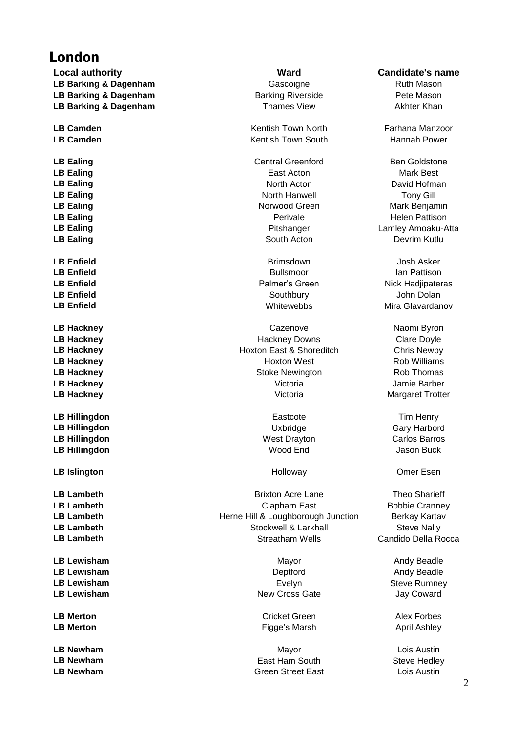# London

| Local authority | Ward | Candidate's name |
|---|---|---|
| LB Barking & Dagenham | Gascoigne | Ruth Mason |
| LB Barking & Dagenham | Barking Riverside | Pete Mason |
| LB Barking & Dagenham | Thames View | Akhter Khan |
| LB Camden | Kentish Town North | Farhana Manzoor |
| LB Camden | Kentish Town South | Hannah Power |
| LB Ealing | Central Greenford | Ben Goldstone |
| LB Ealing | East Acton | Mark Best |
| LB Ealing | North Acton | David Hofman |
| LB Ealing | North Hanwell | Tony Gill |
| LB Ealing | Norwood Green | Mark Benjamin |
| LB Ealing | Perivale | Helen Pattison |
| LB Ealing | Pitshanger | Lamley Amoaku-Atta |
| LB Ealing | South Acton | Devrim Kutlu |
| LB Enfield | Brimsdown | Josh Asker |
| LB Enfield | Bullsmoor | Ian Pattison |
| LB Enfield | Palmer's Green | Nick Hadjipateras |
| LB Enfield | Southbury | John Dolan |
| LB Enfield | Whitewebbs | Mira Glavardanov |
| LB Hackney | Cazenove | Naomi Byron |
| LB Hackney | Hackney Downs | Clare Doyle |
| LB Hackney | Hoxton East & Shoreditch | Chris Newby |
| LB Hackney | Hoxton West | Rob Williams |
| LB Hackney | Stoke Newington | Rob Thomas |
| LB Hackney | Victoria | Jamie Barber |
| LB Hackney | Victoria | Margaret Trotter |
| LB Hillingdon | Eastcote | Tim Henry |
| LB Hillingdon | Uxbridge | Gary Harbord |
| LB Hillingdon | West Drayton | Carlos Barros |
| LB Hillingdon | Wood End | Jason Buck |
| LB Islington | Holloway | Omer Esen |
| LB Lambeth | Brixton Acre Lane | Theo Sharieff |
| LB Lambeth | Clapham East | Bobbie Cranney |
| LB Lambeth | Herne Hill & Loughborough Junction | Berkay Kartav |
| LB Lambeth | Stockwell & Larkhall | Steve Nally |
| LB Lambeth | Streatham Wells | Candido Della Rocca |
| LB Lewisham | Mayor | Andy Beadle |
| LB Lewisham | Deptford | Andy Beadle |
| LB Lewisham | Evelyn | Steve Rumney |
| LB Lewisham | New Cross Gate | Jay Coward |
| LB Merton | Cricket Green | Alex Forbes |
| LB Merton | Figge's Marsh | April Ashley |
| LB Newham | Mayor | Lois Austin |
| LB Newham | East Ham South | Steve Hedley |
| LB Newham | Green Street East | Lois Austin |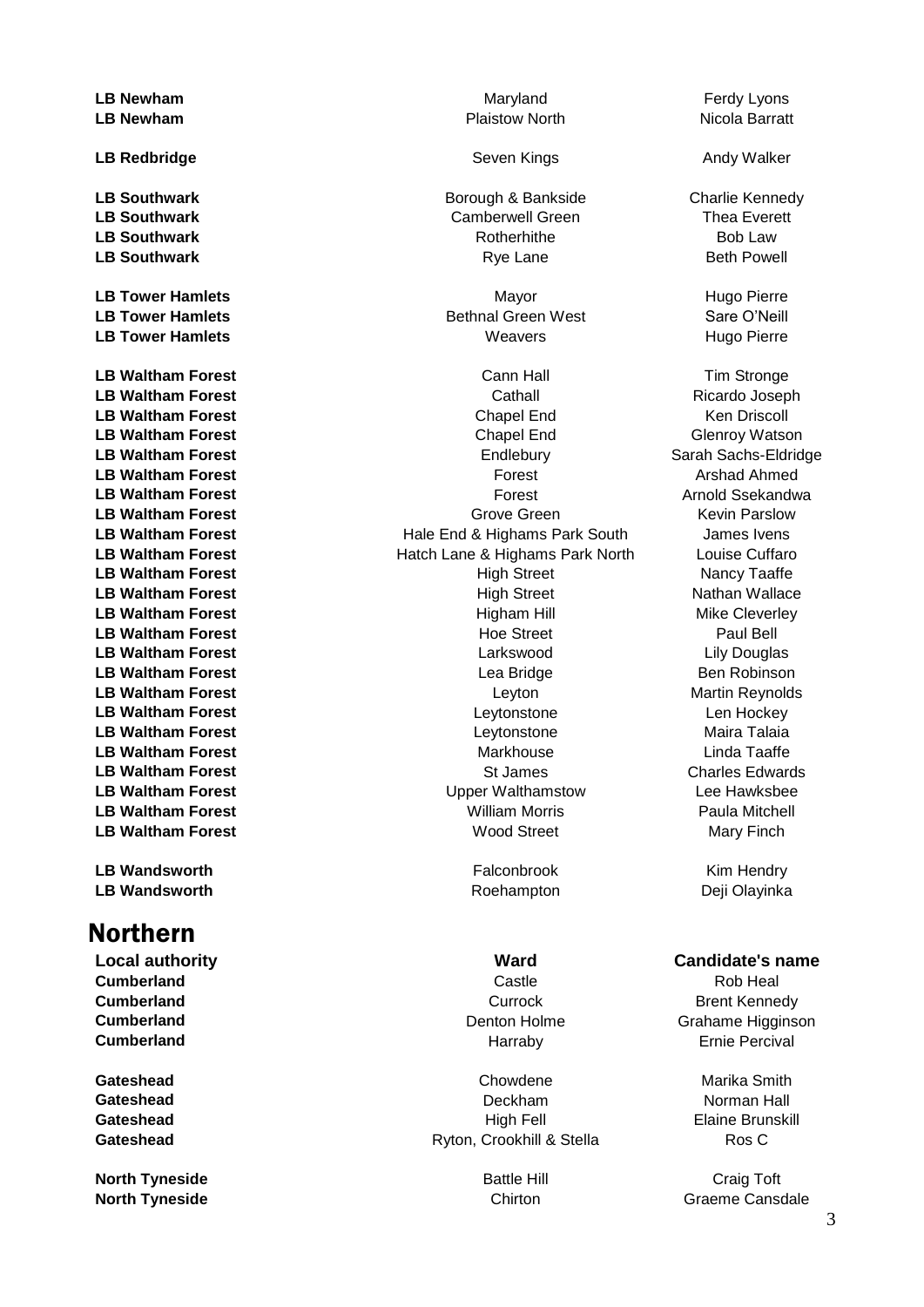| | | |
|---|---|---|
| **LB Newham** | Maryland | Ferdy Lyons |
| **LB Newham** | Plaistow North | Nicola Barratt |
| **LB Redbridge** | Seven Kings | Andy Walker |
| **LB Southwark** | Borough & Bankside | Charlie Kennedy |
| **LB Southwark** | Camberwell Green | Thea Everett |
| **LB Southwark** | Rotherhithe | Bob Law |
| **LB Southwark** | Rye Lane | Beth Powell |
| **LB Tower Hamlets** | Mayor | Hugo Pierre |
| **LB Tower Hamlets** | Bethnal Green West | Sare O'Neill |
| **LB Tower Hamlets** | Weavers | Hugo Pierre |
| **LB Waltham Forest** | Cann Hall | Tim Stronge |
| **LB Waltham Forest** | Cathall | Ricardo Joseph |
| **LB Waltham Forest** | Chapel End | Ken Driscoll |
| **LB Waltham Forest** | Chapel End | Glenroy Watson |
| **LB Waltham Forest** | Endlebury | Sarah Sachs-Eldridge |
| **LB Waltham Forest** | Forest | Arshad Ahmed |
| **LB Waltham Forest** | Forest | Arnold Ssekandwa |
| **LB Waltham Forest** | Grove Green | Kevin Parslow |
| **LB Waltham Forest** | Hale End & Highams Park South | James Ivens |
| **LB Waltham Forest** | Hatch Lane & Highams Park North | Louise Cuffaro |
| **LB Waltham Forest** | High Street | Nancy Taaffe |
| **LB Waltham Forest** | High Street | Nathan Wallace |
| **LB Waltham Forest** | Higham Hill | Mike Cleverley |
| **LB Waltham Forest** | Hoe Street | Paul Bell |
| **LB Waltham Forest** | Larkswood | Lily Douglas |
| **LB Waltham Forest** | Lea Bridge | Ben Robinson |
| **LB Waltham Forest** | Leyton | Martin Reynolds |
| **LB Waltham Forest** | Leytonstone | Len Hockey |
| **LB Waltham Forest** | Leytonstone | Maira Talaia |
| **LB Waltham Forest** | Markhouse | Linda Taaffe |
| **LB Waltham Forest** | St James | Charles Edwards |
| **LB Waltham Forest** | Upper Walthamstow | Lee Hawksbee |
| **LB Waltham Forest** | William Morris | Paula Mitchell |
| **LB Waltham Forest** | Wood Street | Mary Finch |
| **LB Wandsworth** | Falconbrook | Kim Hendry |
| **LB Wandsworth** | Roehampton | Deji Olayinka |

## Northern

| Local authority | Ward | Candidate's name |
|---|---|---|
| **Cumberland** | Castle | Rob Heal |
| **Cumberland** | Currock | Brent Kennedy |
| **Cumberland** | Denton Holme | Grahame Higginson |
| **Cumberland** | Harraby | Ernie Percival |
| **Gateshead** | Chowdene | Marika Smith |
| **Gateshead** | Deckham | Norman Hall |
| **Gateshead** | High Fell | Elaine Brunskill |
| **Gateshead** | Ryton, Crookhill & Stella | Ros C |
| **North Tyneside** | Battle Hill | Craig Toft |
| **North Tyneside** | Chirton | Graeme Cansdale |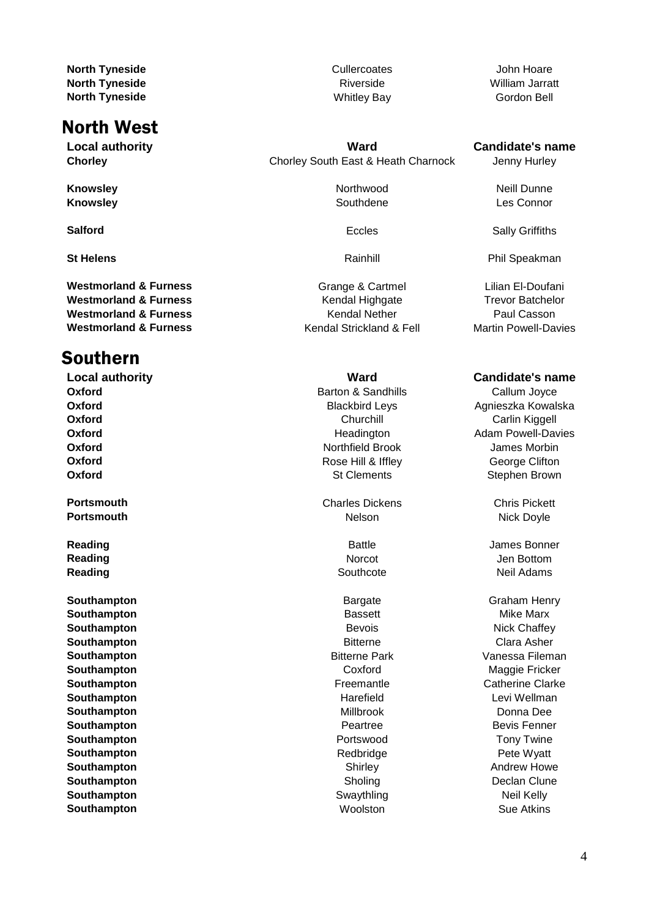| | | |
|---|---|---|
| **North Tyneside** | Cullercoates | John Hoare |
| **North Tyneside** | Riverside | William Jarratt |
| **North Tyneside** | Whitley Bay | Gordon Bell |

## North West

| Local authority | Ward | Candidate's name |
|---|---|---|
| **Chorley** | Chorley South East & Heath Charnock | Jenny Hurley |
| **Knowsley** | Northwood | Neill Dunne |
| **Knowsley** | Southdene | Les Connor |
| **Salford** | Eccles | Sally Griffiths |
| **St Helens** | Rainhill | Phil Speakman |
| **Westmorland & Furness** | Grange & Cartmel | Lilian El-Doufani |
| **Westmorland & Furness** | Kendal Highgate | Trevor Batchelor |
| **Westmorland & Furness** | Kendal Nether | Paul Casson |
| **Westmorland & Furness** | Kendal Strickland & Fell | Martin Powell-Davies |

## Southern

| Local authority | Ward | Candidate's name |
|---|---|---|
| **Oxford** | Barton & Sandhills | Callum Joyce |
| **Oxford** | Blackbird Leys | Agnieszka Kowalska |
| **Oxford** | Churchill | Carlin Kiggell |
| **Oxford** | Headington | Adam Powell-Davies |
| **Oxford** | Northfield Brook | James Morbin |
| **Oxford** | Rose Hill & Iffley | George Clifton |
| **Oxford** | St Clements | Stephen Brown |
| **Portsmouth** | Charles Dickens | Chris Pickett |
| **Portsmouth** | Nelson | Nick Doyle |
| **Reading** | Battle | James Bonner |
| **Reading** | Norcot | Jen Bottom |
| **Reading** | Southcote | Neil Adams |
| **Southampton** | Bargate | Graham Henry |
| **Southampton** | Bassett | Mike Marx |
| **Southampton** | Bevois | Nick Chaffey |
| **Southampton** | Bitterne | Clara Asher |
| **Southampton** | Bitterne Park | Vanessa Fileman |
| **Southampton** | Coxford | Maggie Fricker |
| **Southampton** | Freemantle | Catherine Clarke |
| **Southampton** | Harefield | Levi Wellman |
| **Southampton** | Millbrook | Donna Dee |
| **Southampton** | Peartree | Bevis Fenner |
| **Southampton** | Portswood | Tony Twine |
| **Southampton** | Redbridge | Pete Wyatt |
| **Southampton** | Shirley | Andrew Howe |
| **Southampton** | Sholing | Declan Clune |
| **Southampton** | Swaythling | Neil Kelly |
| **Southampton** | Woolston | Sue Atkins |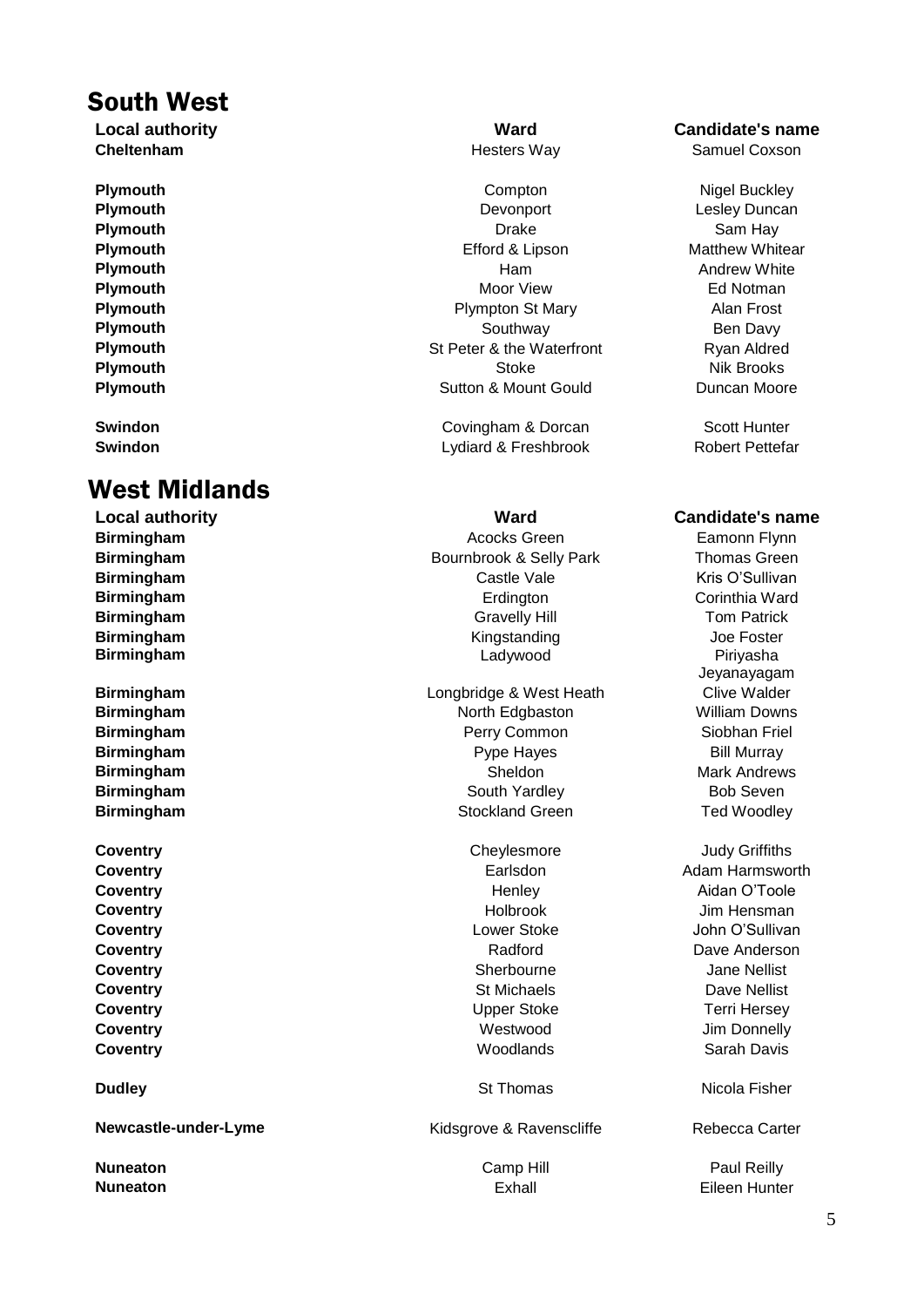## South West

| Local authority | Ward | Candidate's name |
|---|---|---|
| **Cheltenham** | Hesters Way | Samuel Coxson |
| **Plymouth** | Compton | Nigel Buckley |
| **Plymouth** | Devonport | Lesley Duncan |
| **Plymouth** | Drake | Sam Hay |
| **Plymouth** | Efford & Lipson | Matthew Whitear |
| **Plymouth** | Ham | Andrew White |
| **Plymouth** | Moor View | Ed Notman |
| **Plymouth** | Plympton St Mary | Alan Frost |
| **Plymouth** | Southway | Ben Davy |
| **Plymouth** | St Peter & the Waterfront | Ryan Aldred |
| **Plymouth** | Stoke | Nik Brooks |
| **Plymouth** | Sutton & Mount Gould | Duncan Moore |
| **Swindon** | Covingham & Dorcan | Scott Hunter |
| **Swindon** | Lydiard & Freshbrook | Robert Pettefar |

## West Midlands

| Local authority | Ward | Candidate's name |
|---|---|---|
| **Birmingham** | Acocks Green | Eamonn Flynn |
| **Birmingham** | Bournbrook & Selly Park | Thomas Green |
| **Birmingham** | Castle Vale | Kris O'Sullivan |
| **Birmingham** | Erdington | Corinthia Ward |
| **Birmingham** | Gravelly Hill | Tom Patrick |
| **Birmingham** | Kingstanding | Joe Foster |
| **Birmingham** | Ladywood | Piriyasha Jeyanayagam |
| **Birmingham** | Longbridge & West Heath | Clive Walder |
| **Birmingham** | North Edgbaston | William Downs |
| **Birmingham** | Perry Common | Siobhan Friel |
| **Birmingham** | Pype Hayes | Bill Murray |
| **Birmingham** | Sheldon | Mark Andrews |
| **Birmingham** | South Yardley | Bob Seven |
| **Birmingham** | Stockland Green | Ted Woodley |
| **Coventry** | Cheylesmore | Judy Griffiths |
| **Coventry** | Earlsdon | Adam Harmsworth |
| **Coventry** | Henley | Aidan O'Toole |
| **Coventry** | Holbrook | Jim Hensman |
| **Coventry** | Lower Stoke | John O'Sullivan |
| **Coventry** | Radford | Dave Anderson |
| **Coventry** | Sherbourne | Jane Nellist |
| **Coventry** | St Michaels | Dave Nellist |
| **Coventry** | Upper Stoke | Terri Hersey |
| **Coventry** | Westwood | Jim Donnelly |
| **Coventry** | Woodlands | Sarah Davis |
| **Dudley** | St Thomas | Nicola Fisher |
| **Newcastle-under-Lyme** | Kidsgrove & Ravenscliffe | Rebecca Carter |
| **Nuneaton** | Camp Hill | Paul Reilly |
| **Nuneaton** | Exhall | Eileen Hunter |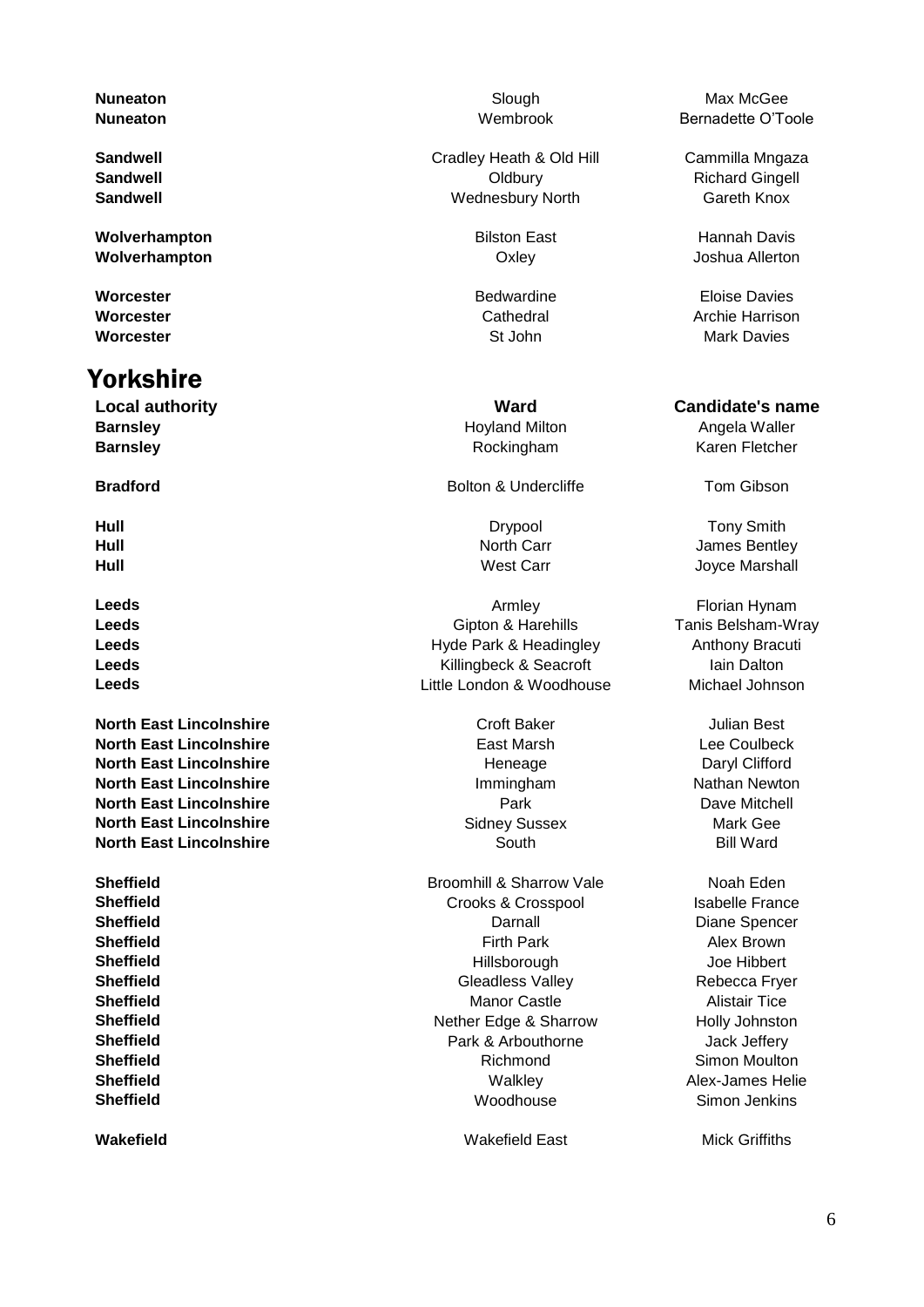| | | |
|---|---|---|
| **Nuneaton** | Slough | Max McGee |
| **Nuneaton** | Wembrook | Bernadette O'Toole |
| **Sandwell** | Cradley Heath & Old Hill | Cammilla Mngaza |
| **Sandwell** | Oldbury | Richard Gingell |
| **Sandwell** | Wednesbury North | Gareth Knox |
| **Wolverhampton** | Bilston East | Hannah Davis |
| **Wolverhampton** | Oxley | Joshua Allerton |
| **Worcester** | Bedwardine | Eloise Davies |
| **Worcester** | Cathedral | Archie Harrison |
| **Worcester** | St John | Mark Davies |

## Yorkshire

| Local authority | Ward | Candidate's name |
|---|---|---|
| **Barnsley** | Hoyland Milton | Angela Waller |
| **Barnsley** | Rockingham | Karen Fletcher |
| **Bradford** | Bolton & Undercliffe | Tom Gibson |
| **Hull** | Drypool | Tony Smith |
| **Hull** | North Carr | James Bentley |
| **Hull** | West Carr | Joyce Marshall |
| **Leeds** | Armley | Florian Hynam |
| **Leeds** | Gipton & Harehills | Tanis Belsham-Wray |
| **Leeds** | Hyde Park & Headingley | Anthony Bracuti |
| **Leeds** | Killingbeck & Seacroft | Iain Dalton |
| **Leeds** | Little London & Woodhouse | Michael Johnson |
| **North East Lincolnshire** | Croft Baker | Julian Best |
| **North East Lincolnshire** | East Marsh | Lee Coulbeck |
| **North East Lincolnshire** | Heneage | Daryl Clifford |
| **North East Lincolnshire** | Immingham | Nathan Newton |
| **North East Lincolnshire** | Park | Dave Mitchell |
| **North East Lincolnshire** | Sidney Sussex | Mark Gee |
| **North East Lincolnshire** | South | Bill Ward |
| **Sheffield** | Broomhill & Sharrow Vale | Noah Eden |
| **Sheffield** | Crooks & Crosspool | Isabelle France |
| **Sheffield** | Darnall | Diane Spencer |
| **Sheffield** | Firth Park | Alex Brown |
| **Sheffield** | Hillsborough | Joe Hibbert |
| **Sheffield** | Gleadless Valley | Rebecca Fryer |
| **Sheffield** | Manor Castle | Alistair Tice |
| **Sheffield** | Nether Edge & Sharrow | Holly Johnston |
| **Sheffield** | Park & Arbouthorne | Jack Jeffery |
| **Sheffield** | Richmond | Simon Moulton |
| **Sheffield** | Walkley | Alex-James Helie |
| **Sheffield** | Woodhouse | Simon Jenkins |
| **Wakefield** | Wakefield East | Mick Griffiths |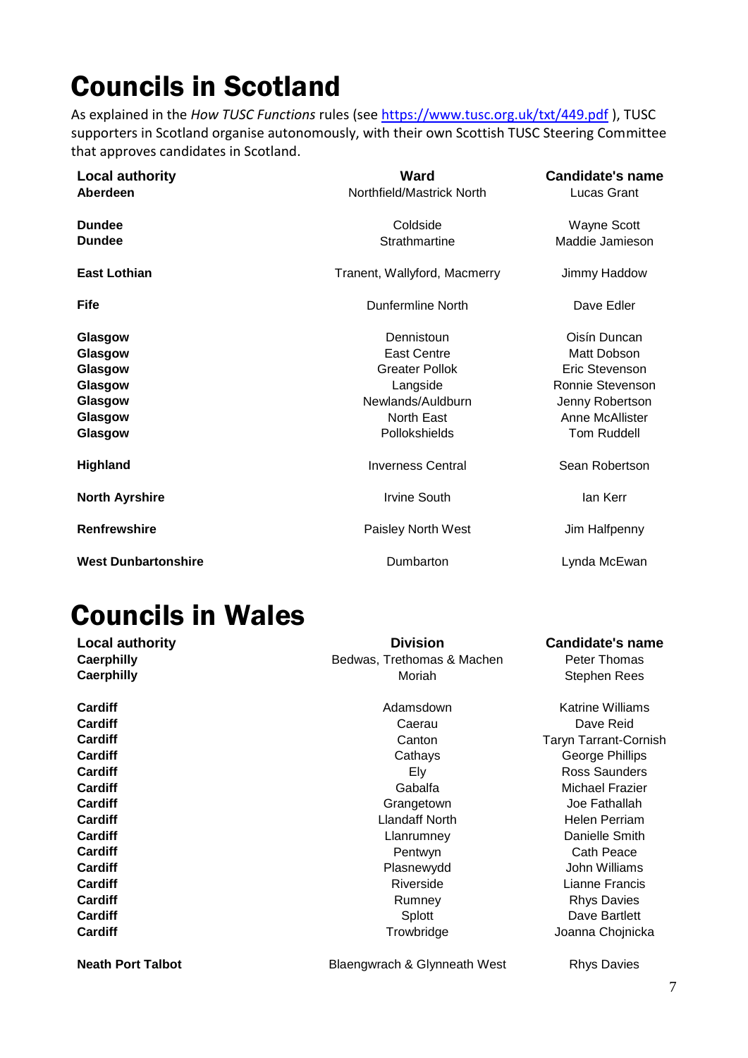# Councils in Scotland

As explained in the *How TUSC Functions* rules (see https://www.tusc.org.uk/txt/449.pdf ), TUSC supporters in Scotland organise autonomously, with their own Scottish TUSC Steering Committee that approves candidates in Scotland.

| Local authority | Ward | Candidate's name |
|---|---|---|
| **Aberdeen** | Northfield/Mastrick North | Lucas Grant |
| **Dundee** | Coldside | Wayne Scott |
| **Dundee** | Strathmartine | Maddie Jamieson |
| **East Lothian** | Tranent, Wallyford, Macmerry | Jimmy Haddow |
| **Fife** | Dunfermline North | Dave Edler |
| **Glasgow** | Dennistoun | Oisín Duncan |
| **Glasgow** | East Centre | Matt Dobson |
| **Glasgow** | Greater Pollok | Eric Stevenson |
| **Glasgow** | Langside | Ronnie Stevenson |
| **Glasgow** | Newlands/Auldburn | Jenny Robertson |
| **Glasgow** | North East | Anne McAllister |
| **Glasgow** | Pollokshields | Tom Ruddell |
| **Highland** | Inverness Central | Sean Robertson |
| **North Ayrshire** | Irvine South | Ian Kerr |
| **Renfrewshire** | Paisley North West | Jim Halfpenny |
| **West Dunbartonshire** | Dumbarton | Lynda McEwan |

# Councils in Wales

| Local authority | Division | Candidate's name |
|---|---|---|
| **Caerphilly** | Bedwas, Trethomas & Machen | Peter Thomas |
| **Caerphilly** | Moriah | Stephen Rees |
| **Cardiff** | Adamsdown | Katrine Williams |
| **Cardiff** | Caerau | Dave Reid |
| **Cardiff** | Canton | Taryn Tarrant-Cornish |
| **Cardiff** | Cathays | George Phillips |
| **Cardiff** | Ely | Ross Saunders |
| **Cardiff** | Gabalfa | Michael Frazier |
| **Cardiff** | Grangetown | Joe Fathallah |
| **Cardiff** | Llandaff North | Helen Perriam |
| **Cardiff** | Llanrumney | Danielle Smith |
| **Cardiff** | Pentwyn | Cath Peace |
| **Cardiff** | Plasnewydd | John Williams |
| **Cardiff** | Riverside | Lianne Francis |
| **Cardiff** | Rumney | Rhys Davies |
| **Cardiff** | Splott | Dave Bartlett |
| **Cardiff** | Trowbridge | Joanna Chojnicka |
| **Neath Port Talbot** | Blaengwrach & Glynneath West | Rhys Davies |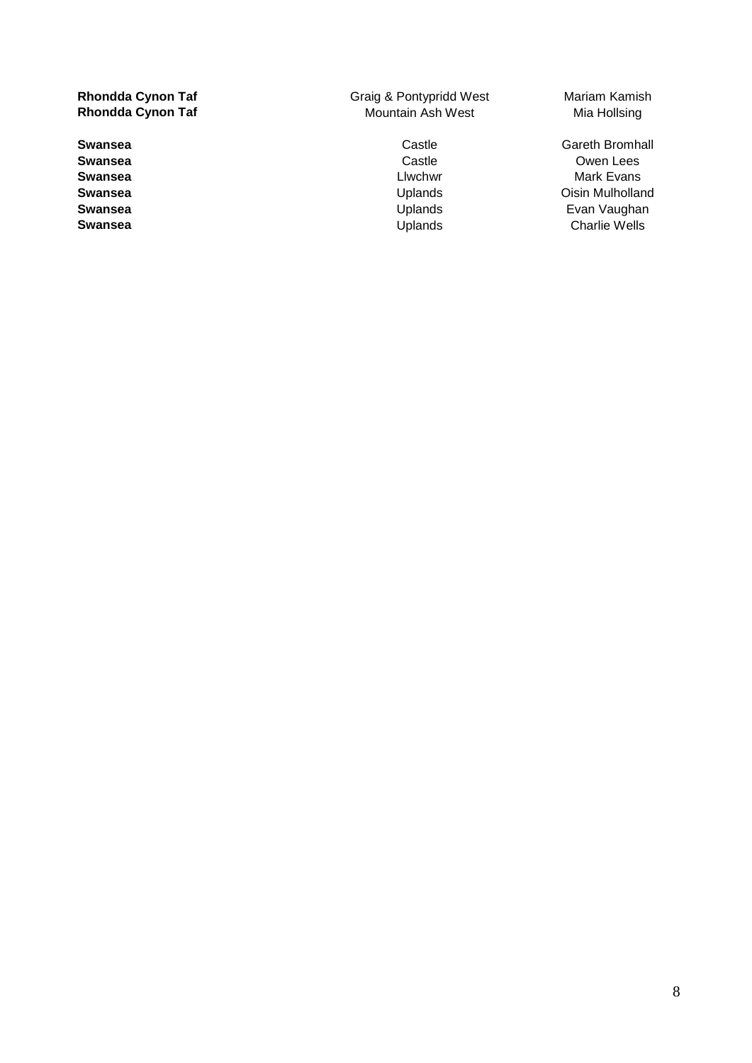| | | |
|---|---|---|
| **Rhondda Cynon Taf** | Graig & Pontypridd West | Mariam Kamish |
| **Rhondda Cynon Taf** | Mountain Ash West | Mia Hollsing |
| | | |
| **Swansea** | Castle | Gareth Bromhall |
| **Swansea** | Castle | Owen Lees |
| **Swansea** | Llwchwr | Mark Evans |
| **Swansea** | Uplands | Oisin Mulholland |
| **Swansea** | Uplands | Evan Vaughan |
| **Swansea** | Uplands | Charlie Wells |